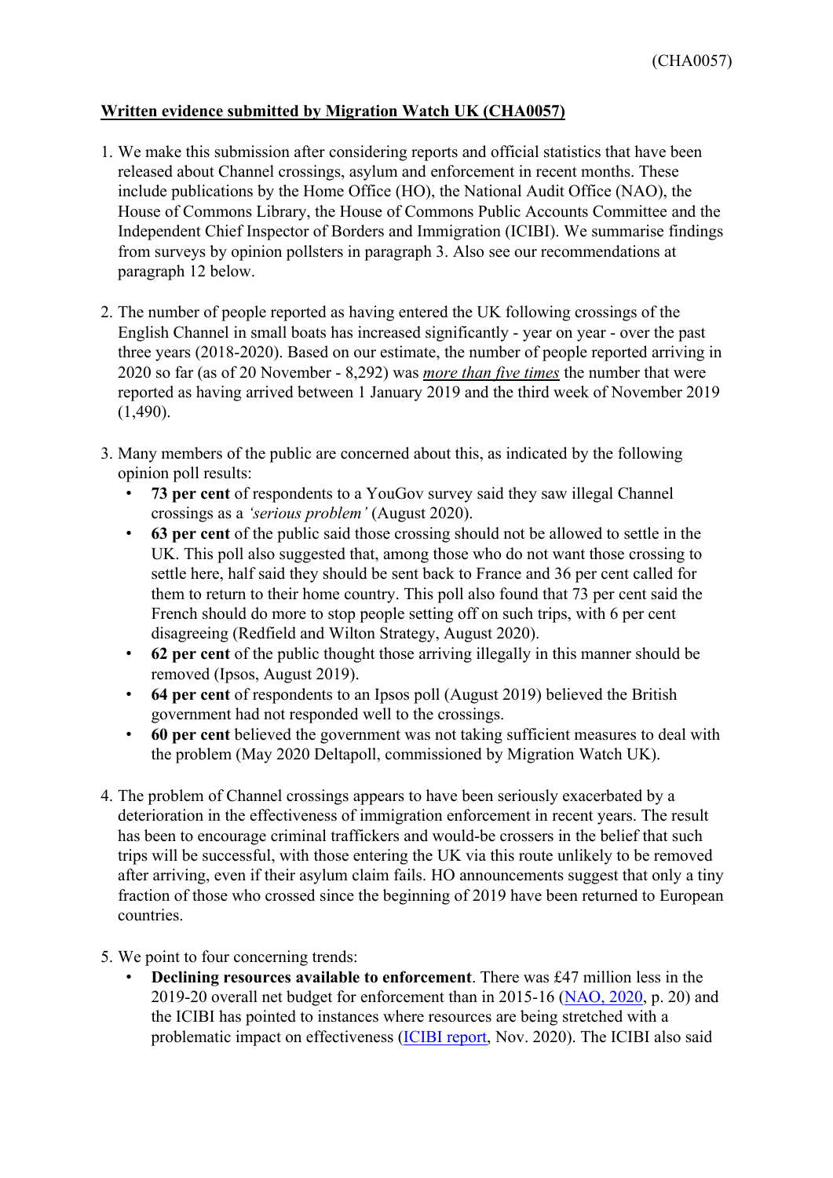**Written evidence submitted by Migration Watch UK (CHA0057)**

1. We make this submission after considering reports and official statistics that have been released about Channel crossings, asylum and enforcement in recent months. These include publications by the Home Office (HO), the National Audit Office (NAO), the House of Commons Library, the House of Commons Public Accounts Committee and the Independent Chief Inspector of Borders and Immigration (ICIBI). We summarise findings from surveys by opinion pollsters in paragraph 3. Also see our recommendations at paragraph 12 below.

2. The number of people reported as having entered the UK following crossings of the English Channel in small boats has increased significantly - year on year - over the past three years (2018-2020). Based on our estimate, the number of people reported arriving in 2020 so far (as of 20 November - 8,292) was *more than five times* the number that were reported as having arrived between 1 January 2019 and the third week of November 2019 (1,490).

3. Many members of the public are concerned about this, as indicated by the following opinion poll results:
   - **73 per cent** of respondents to a YouGov survey said they saw illegal Channel crossings as a *'serious problem'* (August 2020).
   - **63 per cent** of the public said those crossing should not be allowed to settle in the UK. This poll also suggested that, among those who do not want those crossing to settle here, half said they should be sent back to France and 36 per cent called for them to return to their home country. This poll also found that 73 per cent said the French should do more to stop people setting off on such trips, with 6 per cent disagreeing (Redfield and Wilton Strategy, August 2020).
   - **62 per cent** of the public thought those arriving illegally in this manner should be removed (Ipsos, August 2019).
   - **64 per cent** of respondents to an Ipsos poll (August 2019) believed the British government had not responded well to the crossings.
   - **60 per cent** believed the government was not taking sufficient measures to deal with the problem (May 2020 Deltapoll, commissioned by Migration Watch UK).

4. The problem of Channel crossings appears to have been seriously exacerbated by a deterioration in the effectiveness of immigration enforcement in recent years. The result has been to encourage criminal traffickers and would-be crossers in the belief that such trips will be successful, with those entering the UK via this route unlikely to be removed after arriving, even if their asylum claim fails. HO announcements suggest that only a tiny fraction of those who crossed since the beginning of 2019 have been returned to European countries.

5. We point to four concerning trends:
   - **Declining resources available to enforcement**. There was £47 million less in the 2019-20 overall net budget for enforcement than in 2015-16 (NAO, 2020, p. 20) and the ICIBI has pointed to instances where resources are being stretched with a problematic impact on effectiveness (ICIBI report, Nov. 2020). The ICIBI also said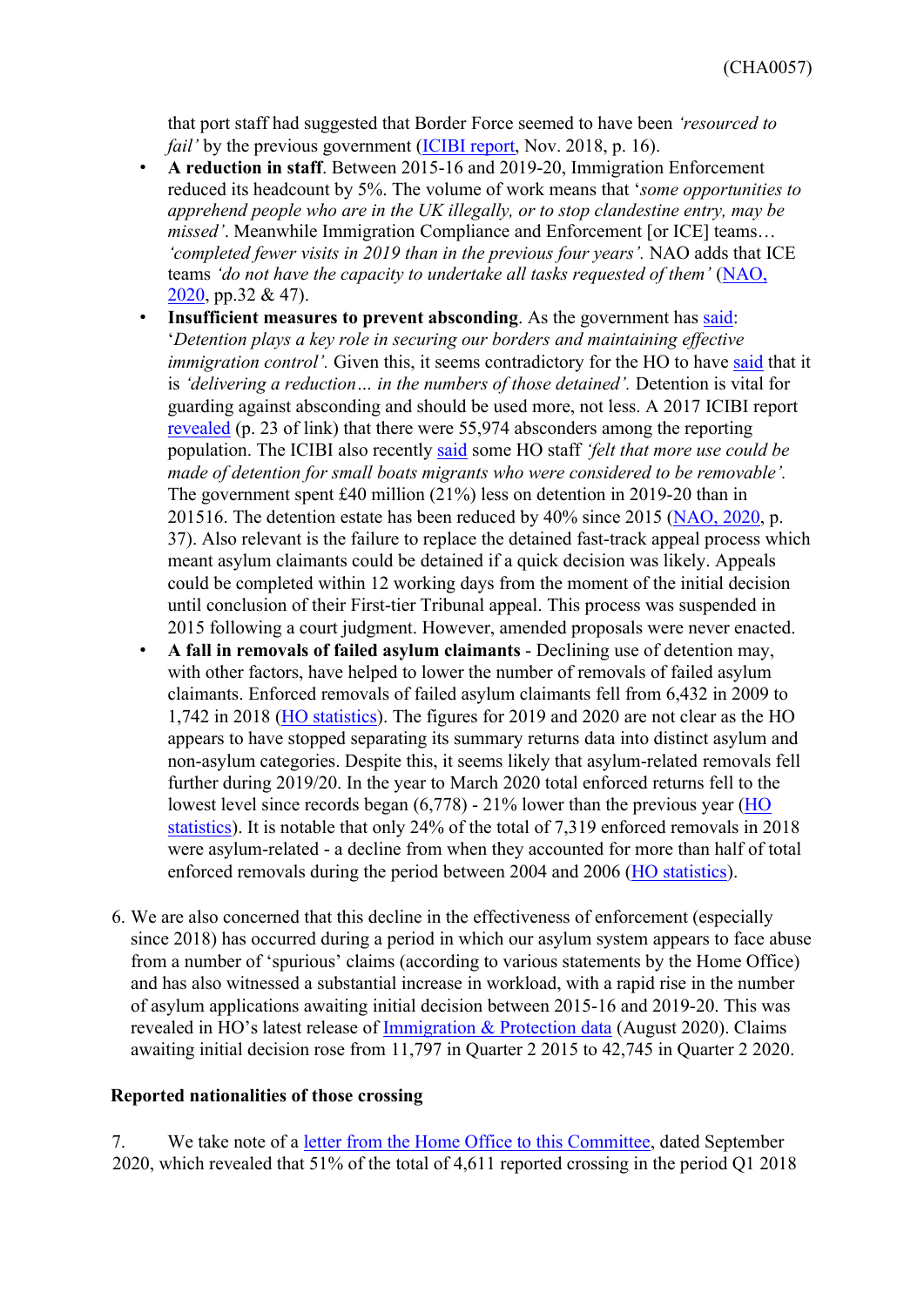that port staff had suggested that Border Force seemed to have been *'resourced to fail'* by the previous government (ICIBI report, Nov. 2018, p. 16).

- **A reduction in staff**. Between 2015-16 and 2019-20, Immigration Enforcement reduced its headcount by 5%. The volume of work means that '*some opportunities to apprehend people who are in the UK illegally, or to stop clandestine entry, may be missed'*. Meanwhile Immigration Compliance and Enforcement [or ICE] teams… *'completed fewer visits in 2019 than in the previous four years'.* NAO adds that ICE teams *'do not have the capacity to undertake all tasks requested of them'* (NAO, 2020, pp.32 & 47).
- **Insufficient measures to prevent absconding**. As the government has said: '*Detention plays a key role in securing our borders and maintaining effective immigration control'.* Given this, it seems contradictory for the HO to have said that it is *'delivering a reduction… in the numbers of those detained'.* Detention is vital for guarding against absconding and should be used more, not less. A 2017 ICIBI report revealed (p. 23 of link) that there were 55,974 absconders among the reporting population. The ICIBI also recently said some HO staff *'felt that more use could be made of detention for small boats migrants who were considered to be removable'.* The government spent £40 million (21%) less on detention in 2019-20 than in 201516. The detention estate has been reduced by 40% since 2015 (NAO, 2020, p. 37). Also relevant is the failure to replace the detained fast-track appeal process which meant asylum claimants could be detained if a quick decision was likely. Appeals could be completed within 12 working days from the moment of the initial decision until conclusion of their First-tier Tribunal appeal. This process was suspended in 2015 following a court judgment. However, amended proposals were never enacted.
- **A fall in removals of failed asylum claimants** - Declining use of detention may, with other factors, have helped to lower the number of removals of failed asylum claimants. Enforced removals of failed asylum claimants fell from 6,432 in 2009 to 1,742 in 2018 (HO statistics). The figures for 2019 and 2020 are not clear as the HO appears to have stopped separating its summary returns data into distinct asylum and non-asylum categories. Despite this, it seems likely that asylum-related removals fell further during 2019/20. In the year to March 2020 total enforced returns fell to the lowest level since records began (6,778) - 21% lower than the previous year (HO statistics). It is notable that only 24% of the total of 7,319 enforced removals in 2018 were asylum-related - a decline from when they accounted for more than half of total enforced removals during the period between 2004 and 2006 (HO statistics).

6. We are also concerned that this decline in the effectiveness of enforcement (especially since 2018) has occurred during a period in which our asylum system appears to face abuse from a number of 'spurious' claims (according to various statements by the Home Office) and has also witnessed a substantial increase in workload, with a rapid rise in the number of asylum applications awaiting initial decision between 2015-16 and 2019-20. This was revealed in HO's latest release of Immigration & Protection data (August 2020). Claims awaiting initial decision rose from 11,797 in Quarter 2 2015 to 42,745 in Quarter 2 2020.

**Reported nationalities of those crossing**

7. We take note of a letter from the Home Office to this Committee, dated September 2020, which revealed that 51% of the total of 4,611 reported crossing in the period Q1 2018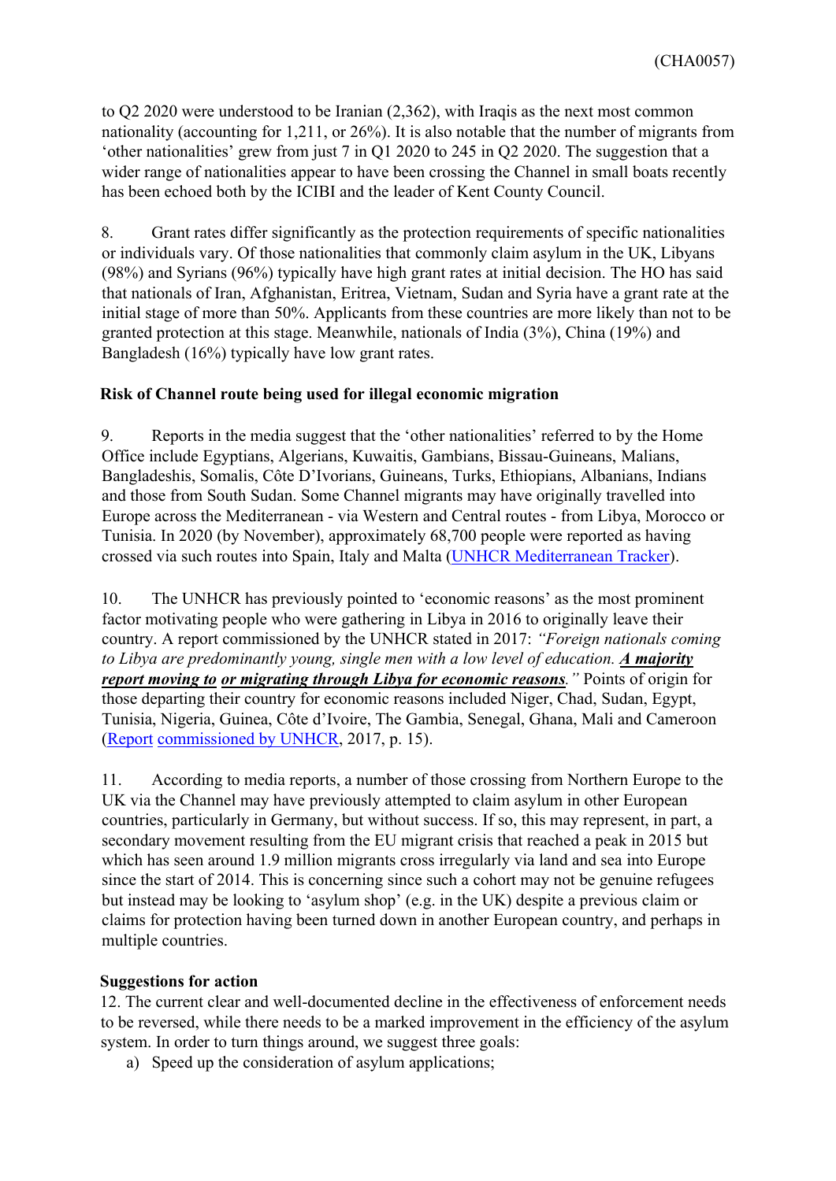to Q2 2020 were understood to be Iranian (2,362), with Iraqis as the next most common nationality (accounting for 1,211, or 26%). It is also notable that the number of migrants from 'other nationalities' grew from just 7 in Q1 2020 to 245 in Q2 2020. The suggestion that a wider range of nationalities appear to have been crossing the Channel in small boats recently has been echoed both by the ICIBI and the leader of Kent County Council.

8. Grant rates differ significantly as the protection requirements of specific nationalities or individuals vary. Of those nationalities that commonly claim asylum in the UK, Libyans (98%) and Syrians (96%) typically have high grant rates at initial decision. The HO has said that nationals of Iran, Afghanistan, Eritrea, Vietnam, Sudan and Syria have a grant rate at the initial stage of more than 50%. Applicants from these countries are more likely than not to be granted protection at this stage. Meanwhile, nationals of India (3%), China (19%) and Bangladesh (16%) typically have low grant rates.

**Risk of Channel route being used for illegal economic migration**

9. Reports in the media suggest that the 'other nationalities' referred to by the Home Office include Egyptians, Algerians, Kuwaitis, Gambians, Bissau-Guineans, Malians, Bangladeshis, Somalis, Côte D'Ivorians, Guineans, Turks, Ethiopians, Albanians, Indians and those from South Sudan. Some Channel migrants may have originally travelled into Europe across the Mediterranean - via Western and Central routes - from Libya, Morocco or Tunisia. In 2020 (by November), approximately 68,700 people were reported as having crossed via such routes into Spain, Italy and Malta (UNHCR Mediterranean Tracker).

10. The UNHCR has previously pointed to 'economic reasons' as the most prominent factor motivating people who were gathering in Libya in 2016 to originally leave their country. A report commissioned by the UNHCR stated in 2017: *"Foreign nationals coming to Libya are predominantly young, single men with a low level of education. **A majority report moving to or migrating through Libya for economic reasons**."* Points of origin for those departing their country for economic reasons included Niger, Chad, Sudan, Egypt, Tunisia, Nigeria, Guinea, Côte d'Ivoire, The Gambia, Senegal, Ghana, Mali and Cameroon (Report commissioned by UNHCR, 2017, p. 15).

11. According to media reports, a number of those crossing from Northern Europe to the UK via the Channel may have previously attempted to claim asylum in other European countries, particularly in Germany, but without success. If so, this may represent, in part, a secondary movement resulting from the EU migrant crisis that reached a peak in 2015 but which has seen around 1.9 million migrants cross irregularly via land and sea into Europe since the start of 2014. This is concerning since such a cohort may not be genuine refugees but instead may be looking to 'asylum shop' (e.g. in the UK) despite a previous claim or claims for protection having been turned down in another European country, and perhaps in multiple countries.

**Suggestions for action**

12. The current clear and well-documented decline in the effectiveness of enforcement needs to be reversed, while there needs to be a marked improvement in the efficiency of the asylum system. In order to turn things around, we suggest three goals:

a) Speed up the consideration of asylum applications;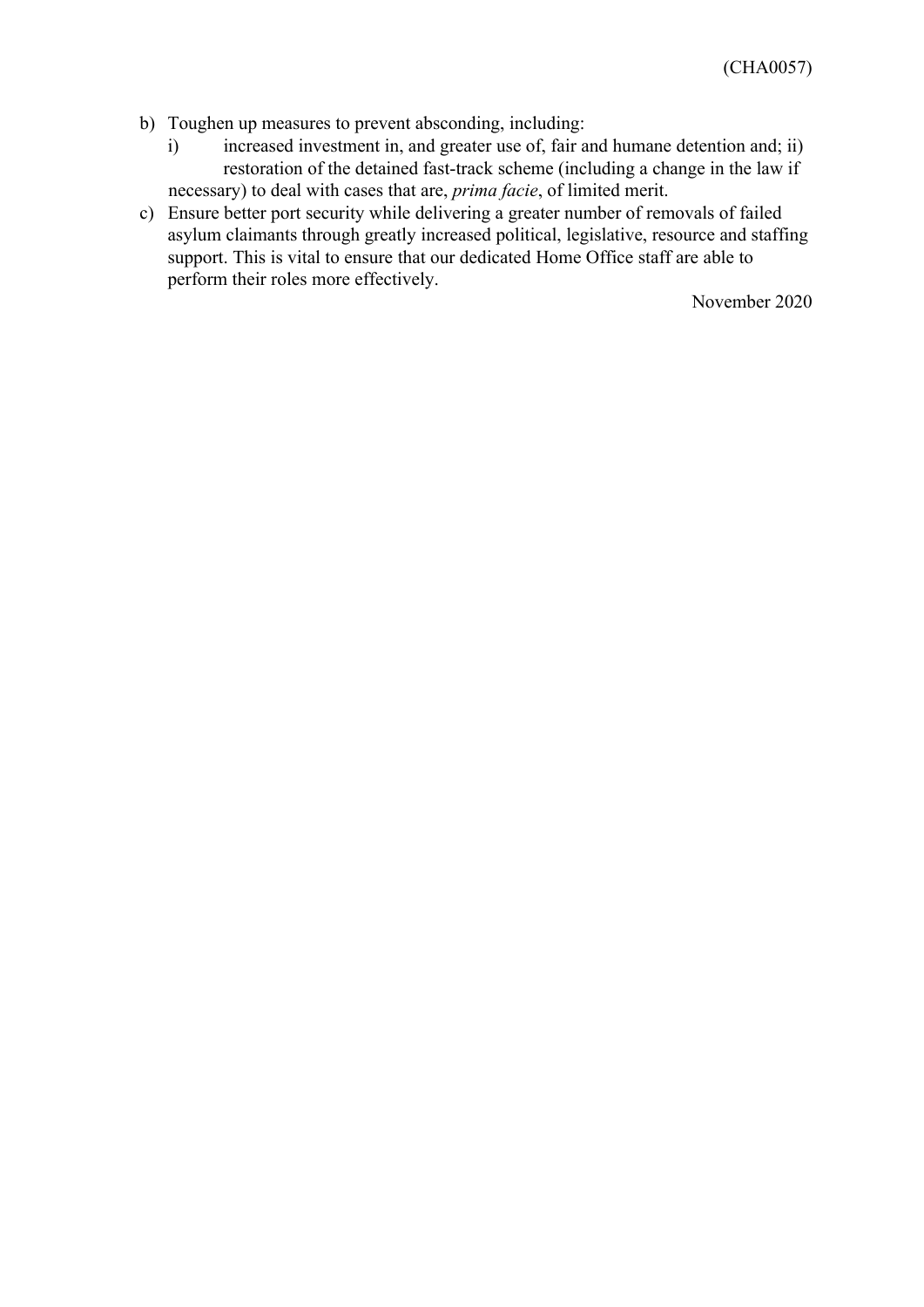b) Toughen up measures to prevent absconding, including:
   i) increased investment in, and greater use of, fair and humane detention and; ii) restoration of the detained fast-track scheme (including a change in the law if necessary) to deal with cases that are, *prima facie*, of limited merit.
c) Ensure better port security while delivering a greater number of removals of failed asylum claimants through greatly increased political, legislative, resource and staffing support. This is vital to ensure that our dedicated Home Office staff are able to perform their roles more effectively.

November 2020